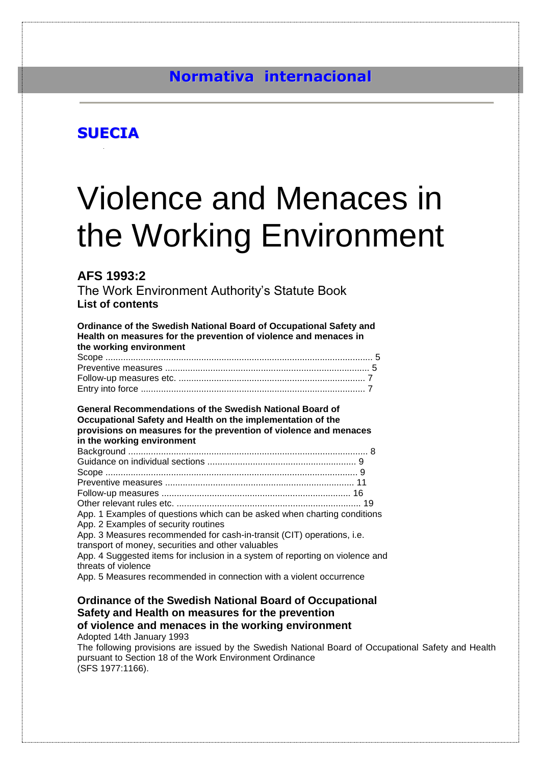## Normativa internacional

## SUECIA

# Violence and Menaces in the Working Environment

**AFS 1993:2**

The Work Environment Authority's Statute Book

**List of contents**

**Ordinance of the Swedish National Board of Occupational Safety and Health on measures for the prevention of violence and menaces in the working environment**

Scope ........................................................................................................ 5
Preventive measures ................................................................................ 5
Follow-up measures etc. ......................................................................... 7
Entry into force ........................................................................................ 7

**General Recommendations of the Swedish National Board of Occupational Safety and Health on the implementation of the provisions on measures for the prevention of violence and menaces in the working environment**

Background .............................................................................................. 8
Guidance on individual sections .......................................................... 9
Scope ................................................................................................... 9
Preventive measures .......................................................................... 11
Follow-up measures .......................................................................... 16
Other relevant rules etc. ........................................................................ 19

App. 1 Examples of questions which can be asked when charting conditions

App. 2 Examples of security routines

App. 3 Measures recommended for cash-in-transit (CIT) operations, i.e. transport of money, securities and other valuables

App. 4 Suggested items for inclusion in a system of reporting on violence and threats of violence

App. 5 Measures recommended in connection with a violent occurrence

## Ordinance of the Swedish National Board of Occupational Safety and Health on measures for the prevention of violence and menaces in the working environment

Adopted 14th January 1993

The following provisions are issued by the Swedish National Board of Occupational Safety and Health pursuant to Section 18 of the Work Environment Ordinance (SFS 1977:1166).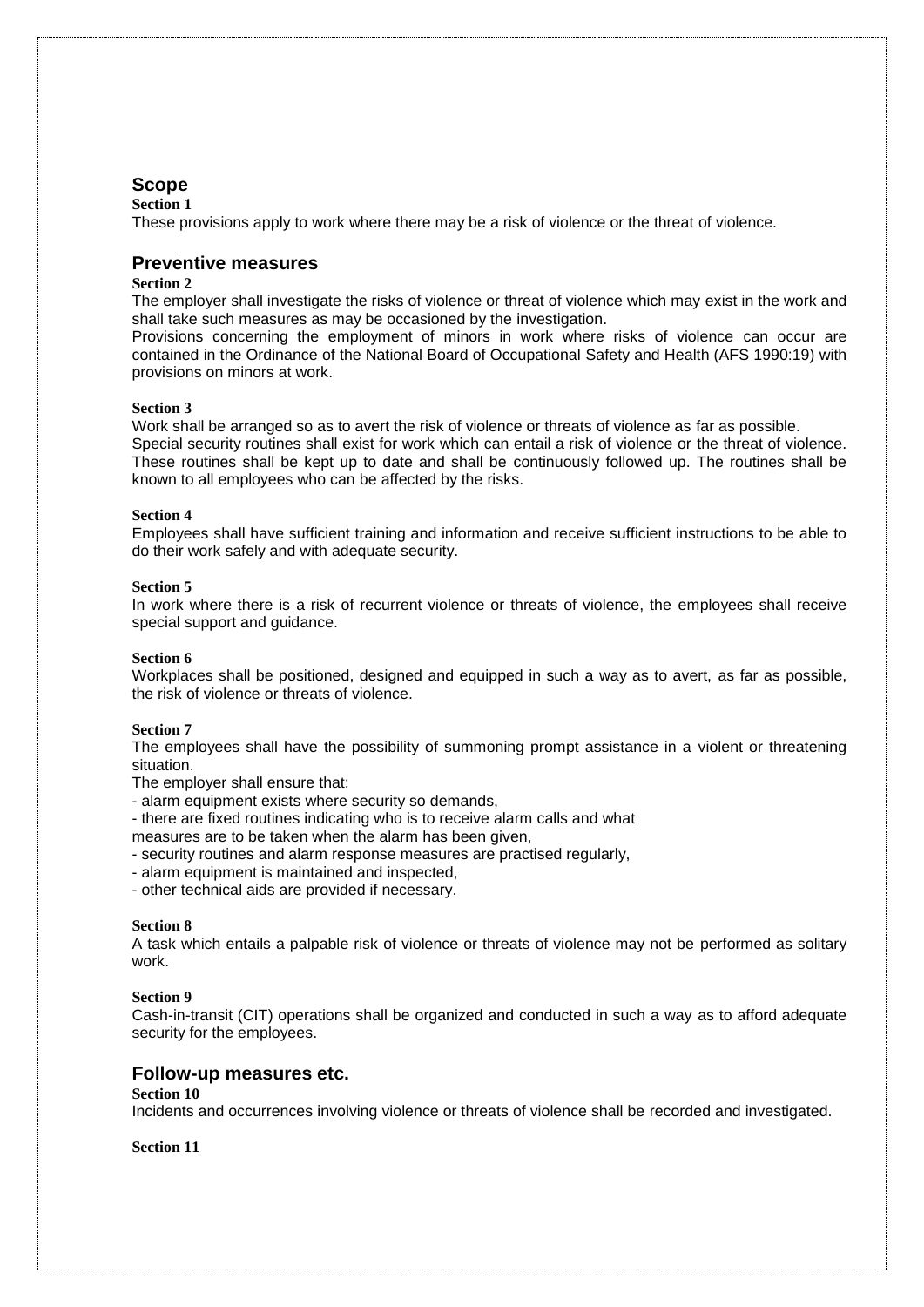## Scope

**Section 1**

These provisions apply to work where there may be a risk of violence or the threat of violence.

## Preventive measures

**Section 2**

The employer shall investigate the risks of violence or threat of violence which may exist in the work and shall take such measures as may be occasioned by the investigation.

Provisions concerning the employment of minors in work where risks of violence can occur are contained in the Ordinance of the National Board of Occupational Safety and Health (AFS 1990:19) with provisions on minors at work.

**Section 3**

Work shall be arranged so as to avert the risk of violence or threats of violence as far as possible.

Special security routines shall exist for work which can entail a risk of violence or the threat of violence. These routines shall be kept up to date and shall be continuously followed up. The routines shall be known to all employees who can be affected by the risks.

**Section 4**

Employees shall have sufficient training and information and receive sufficient instructions to be able to do their work safely and with adequate security.

**Section 5**

In work where there is a risk of recurrent violence or threats of violence, the employees shall receive special support and guidance.

**Section 6**

Workplaces shall be positioned, designed and equipped in such a way as to avert, as far as possible, the risk of violence or threats of violence.

**Section 7**

The employees shall have the possibility of summoning prompt assistance in a violent or threatening situation.

The employer shall ensure that:

- alarm equipment exists where security so demands,
- there are fixed routines indicating who is to receive alarm calls and what measures are to be taken when the alarm has been given,
- security routines and alarm response measures are practised regularly,
- alarm equipment is maintained and inspected,
- other technical aids are provided if necessary.

**Section 8**

A task which entails a palpable risk of violence or threats of violence may not be performed as solitary work.

**Section 9**

Cash-in-transit (CIT) operations shall be organized and conducted in such a way as to afford adequate security for the employees.

## Follow-up measures etc.

**Section 10**

Incidents and occurrences involving violence or threats of violence shall be recorded and investigated.

**Section 11**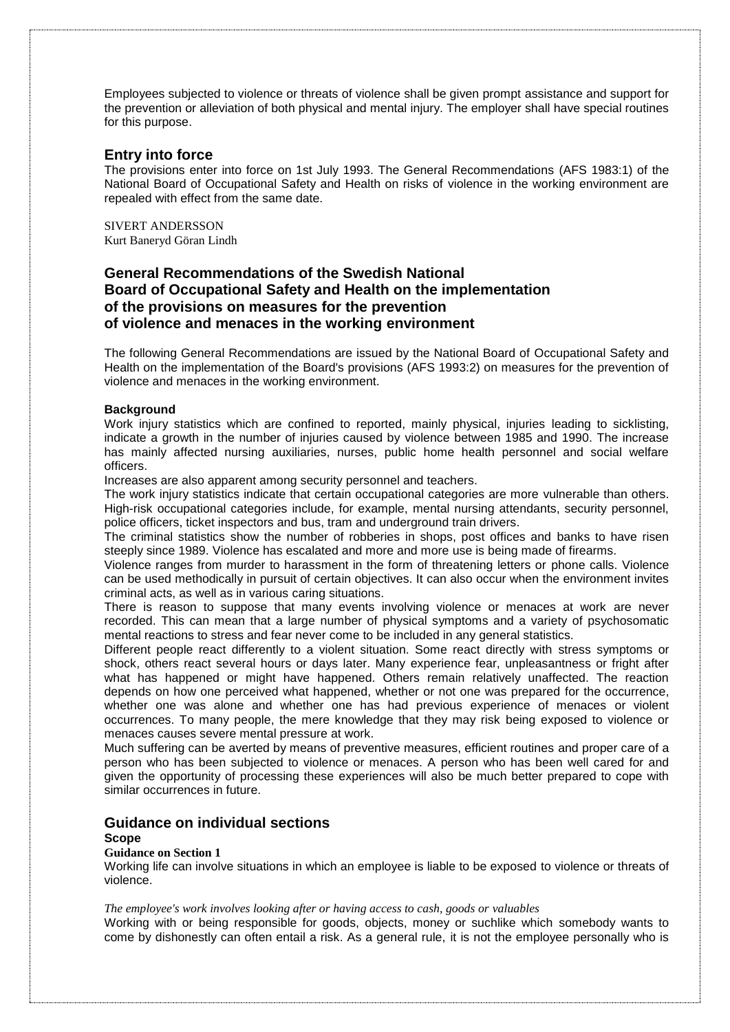Employees subjected to violence or threats of violence shall be given prompt assistance and support for the prevention or alleviation of both physical and mental injury. The employer shall have special routines for this purpose.

## Entry into force

The provisions enter into force on 1st July 1993. The General Recommendations (AFS 1983:1) of the National Board of Occupational Safety and Health on risks of violence in the working environment are repealed with effect from the same date.

SIVERT ANDERSSON
Kurt Baneryd Göran Lindh

## General Recommendations of the Swedish National Board of Occupational Safety and Health on the implementation of the provisions on measures for the prevention of violence and menaces in the working environment

The following General Recommendations are issued by the National Board of Occupational Safety and Health on the implementation of the Board's provisions (AFS 1993:2) on measures for the prevention of violence and menaces in the working environment.

#### Background

Work injury statistics which are confined to reported, mainly physical, injuries leading to sicklisting, indicate a growth in the number of injuries caused by violence between 1985 and 1990. The increase has mainly affected nursing auxiliaries, nurses, public home health personnel and social welfare officers.

Increases are also apparent among security personnel and teachers.

The work injury statistics indicate that certain occupational categories are more vulnerable than others. High-risk occupational categories include, for example, mental nursing attendants, security personnel, police officers, ticket inspectors and bus, tram and underground train drivers.

The criminal statistics show the number of robberies in shops, post offices and banks to have risen steeply since 1989. Violence has escalated and more and more use is being made of firearms.

Violence ranges from murder to harassment in the form of threatening letters or phone calls. Violence can be used methodically in pursuit of certain objectives. It can also occur when the environment invites criminal acts, as well as in various caring situations.

There is reason to suppose that many events involving violence or menaces at work are never recorded. This can mean that a large number of physical symptoms and a variety of psychosomatic mental reactions to stress and fear never come to be included in any general statistics.

Different people react differently to a violent situation. Some react directly with stress symptoms or shock, others react several hours or days later. Many experience fear, unpleasantness or fright after what has happened or might have happened. Others remain relatively unaffected. The reaction depends on how one perceived what happened, whether or not one was prepared for the occurrence, whether one was alone and whether one has had previous experience of menaces or violent occurrences. To many people, the mere knowledge that they may risk being exposed to violence or menaces causes severe mental pressure at work.

Much suffering can be averted by means of preventive measures, efficient routines and proper care of a person who has been subjected to violence or menaces. A person who has been well cared for and given the opportunity of processing these experiences will also be much better prepared to cope with similar occurrences in future.

## Guidance on individual sections

#### Scope

**Guidance on Section 1**

Working life can involve situations in which an employee is liable to be exposed to violence or threats of violence.

*The employee's work involves looking after or having access to cash, goods or valuables*

Working with or being responsible for goods, objects, money or suchlike which somebody wants to come by dishonestly can often entail a risk. As a general rule, it is not the employee personally who is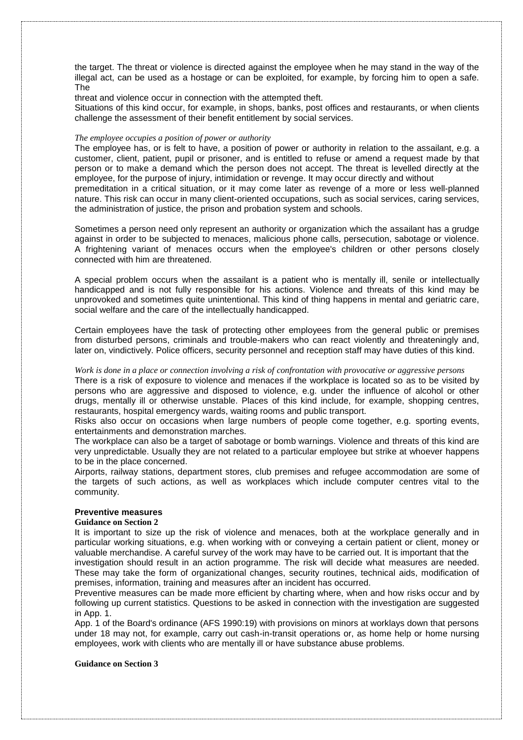the target. The threat or violence is directed against the employee when he may stand in the way of the illegal act, can be used as a hostage or can be exploited, for example, by forcing him to open a safe. The

threat and violence occur in connection with the attempted theft.

Situations of this kind occur, for example, in shops, banks, post offices and restaurants, or when clients challenge the assessment of their benefit entitlement by social services.

*The employee occupies a position of power or authority*

The employee has, or is felt to have, a position of power or authority in relation to the assailant, e.g. a customer, client, patient, pupil or prisoner, and is entitled to refuse or amend a request made by that person or to make a demand which the person does not accept. The threat is levelled directly at the employee, for the purpose of injury, intimidation or revenge. It may occur directly and without premeditation in a critical situation, or it may come later as revenge of a more or less well-planned nature. This risk can occur in many client-oriented occupations, such as social services, caring services, the administration of justice, the prison and probation system and schools.

Sometimes a person need only represent an authority or organization which the assailant has a grudge against in order to be subjected to menaces, malicious phone calls, persecution, sabotage or violence. A frightening variant of menaces occurs when the employee's children or other persons closely connected with him are threatened.

A special problem occurs when the assailant is a patient who is mentally ill, senile or intellectually handicapped and is not fully responsible for his actions. Violence and threats of this kind may be unprovoked and sometimes quite unintentional. This kind of thing happens in mental and geriatric care, social welfare and the care of the intellectually handicapped.

Certain employees have the task of protecting other employees from the general public or premises from disturbed persons, criminals and trouble-makers who can react violently and threateningly and, later on, vindictively. Police officers, security personnel and reception staff may have duties of this kind.

*Work is done in a place or connection involving a risk of confrontation with provocative or aggressive persons*

There is a risk of exposure to violence and menaces if the workplace is located so as to be visited by persons who are aggressive and disposed to violence, e.g. under the influence of alcohol or other drugs, mentally ill or otherwise unstable. Places of this kind include, for example, shopping centres, restaurants, hospital emergency wards, waiting rooms and public transport.

Risks also occur on occasions when large numbers of people come together, e.g. sporting events, entertainments and demonstration marches.

The workplace can also be a target of sabotage or bomb warnings. Violence and threats of this kind are very unpredictable. Usually they are not related to a particular employee but strike at whoever happens to be in the place concerned.

Airports, railway stations, department stores, club premises and refugee accommodation are some of the targets of such actions, as well as workplaces which include computer centres vital to the community.

**Preventive measures**

**Guidance on Section 2**

It is important to size up the risk of violence and menaces, both at the workplace generally and in particular working situations, e.g. when working with or conveying a certain patient or client, money or valuable merchandise. A careful survey of the work may have to be carried out. It is important that the investigation should result in an action programme. The risk will decide what measures are needed. These may take the form of organizational changes, security routines, technical aids, modification of premises, information, training and measures after an incident has occurred.

Preventive measures can be made more efficient by charting where, when and how risks occur and by following up current statistics. Questions to be asked in connection with the investigation are suggested in App. 1.

App. 1 of the Board's ordinance (AFS 1990:19) with provisions on minors at worklays down that persons under 18 may not, for example, carry out cash-in-transit operations or, as home help or home nursing employees, work with clients who are mentally ill or have substance abuse problems.

**Guidance on Section 3**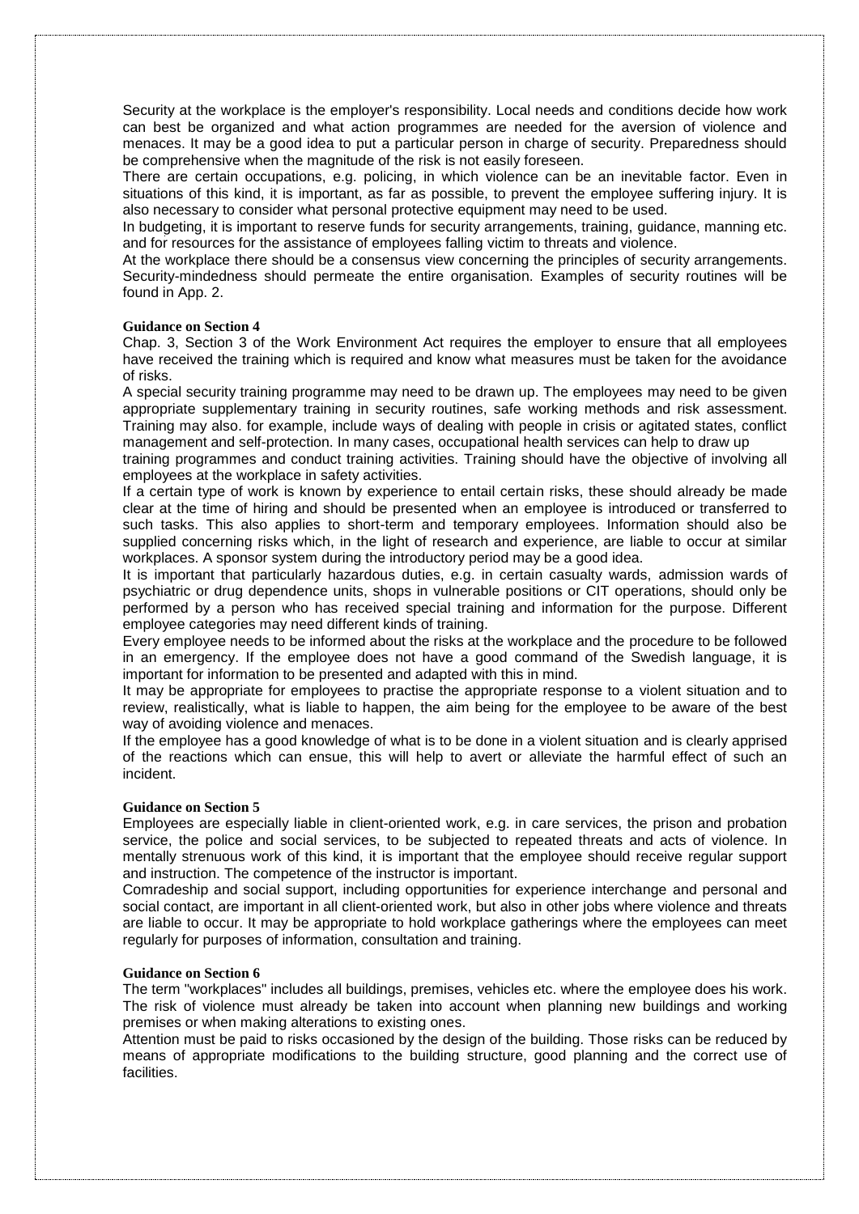Security at the workplace is the employer's responsibility. Local needs and conditions decide how work can best be organized and what action programmes are needed for the aversion of violence and menaces. It may be a good idea to put a particular person in charge of security. Preparedness should be comprehensive when the magnitude of the risk is not easily foreseen.

There are certain occupations, e.g. policing, in which violence can be an inevitable factor. Even in situations of this kind, it is important, as far as possible, to prevent the employee suffering injury. It is also necessary to consider what personal protective equipment may need to be used.

In budgeting, it is important to reserve funds for security arrangements, training, guidance, manning etc. and for resources for the assistance of employees falling victim to threats and violence.

At the workplace there should be a consensus view concerning the principles of security arrangements. Security-mindedness should permeate the entire organisation. Examples of security routines will be found in App. 2.

**Guidance on Section 4**

Chap. 3, Section 3 of the Work Environment Act requires the employer to ensure that all employees have received the training which is required and know what measures must be taken for the avoidance of risks.

A special security training programme may need to be drawn up. The employees may need to be given appropriate supplementary training in security routines, safe working methods and risk assessment. Training may also. for example, include ways of dealing with people in crisis or agitated states, conflict management and self-protection. In many cases, occupational health services can help to draw up training programmes and conduct training activities. Training should have the objective of involving all employees at the workplace in safety activities.

If a certain type of work is known by experience to entail certain risks, these should already be made clear at the time of hiring and should be presented when an employee is introduced or transferred to such tasks. This also applies to short-term and temporary employees. Information should also be supplied concerning risks which, in the light of research and experience, are liable to occur at similar workplaces. A sponsor system during the introductory period may be a good idea.

It is important that particularly hazardous duties, e.g. in certain casualty wards, admission wards of psychiatric or drug dependence units, shops in vulnerable positions or CIT operations, should only be performed by a person who has received special training and information for the purpose. Different employee categories may need different kinds of training.

Every employee needs to be informed about the risks at the workplace and the procedure to be followed in an emergency. If the employee does not have a good command of the Swedish language, it is important for information to be presented and adapted with this in mind.

It may be appropriate for employees to practise the appropriate response to a violent situation and to review, realistically, what is liable to happen, the aim being for the employee to be aware of the best way of avoiding violence and menaces.

If the employee has a good knowledge of what is to be done in a violent situation and is clearly apprised of the reactions which can ensue, this will help to avert or alleviate the harmful effect of such an incident.

**Guidance on Section 5**

Employees are especially liable in client-oriented work, e.g. in care services, the prison and probation service, the police and social services, to be subjected to repeated threats and acts of violence. In mentally strenuous work of this kind, it is important that the employee should receive regular support and instruction. The competence of the instructor is important.

Comradeship and social support, including opportunities for experience interchange and personal and social contact, are important in all client-oriented work, but also in other jobs where violence and threats are liable to occur. It may be appropriate to hold workplace gatherings where the employees can meet regularly for purposes of information, consultation and training.

**Guidance on Section 6**

The term "workplaces" includes all buildings, premises, vehicles etc. where the employee does his work. The risk of violence must already be taken into account when planning new buildings and working premises or when making alterations to existing ones.

Attention must be paid to risks occasioned by the design of the building. Those risks can be reduced by means of appropriate modifications to the building structure, good planning and the correct use of facilities.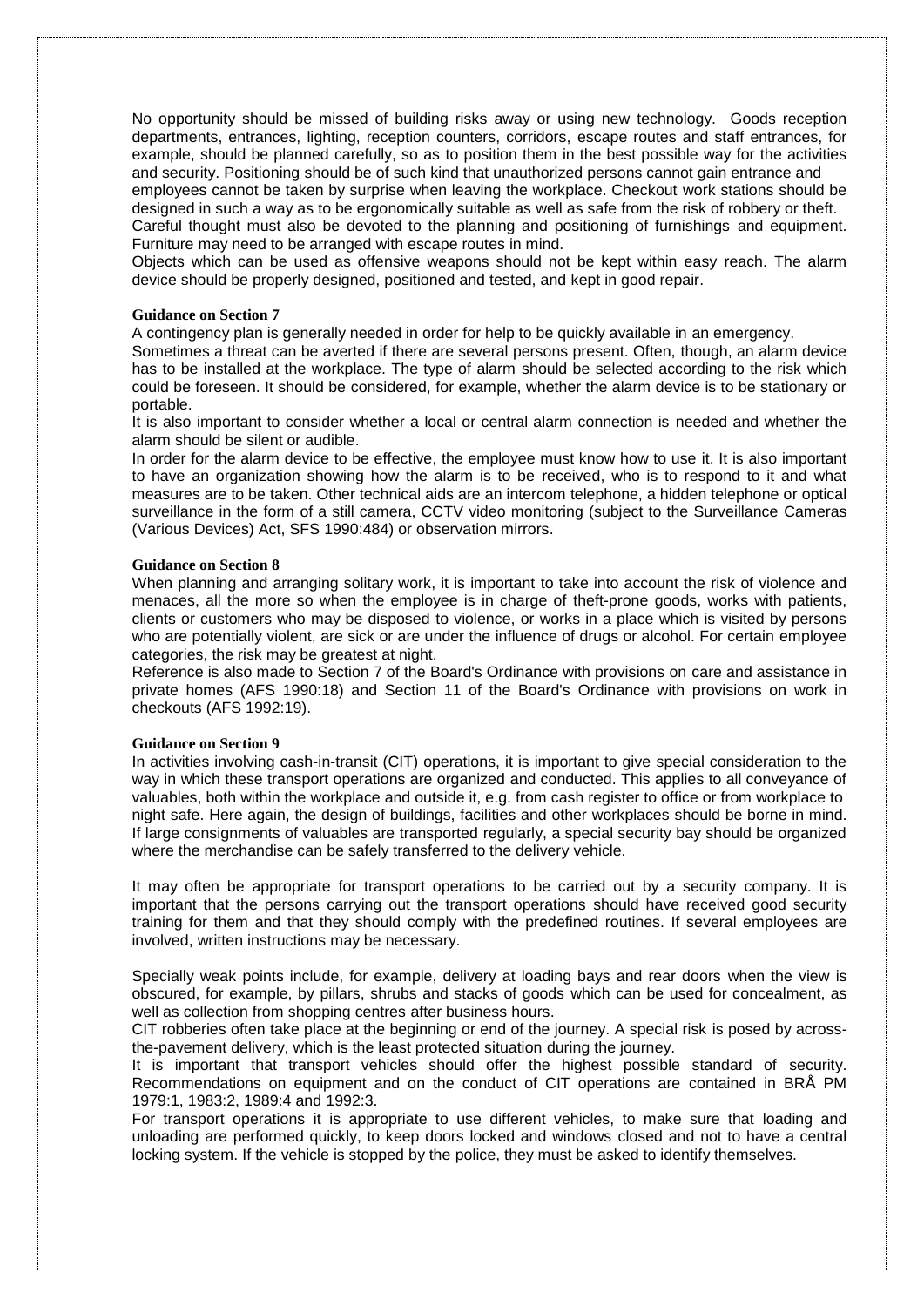No opportunity should be missed of building risks away or using new technology. Goods reception departments, entrances, lighting, reception counters, corridors, escape routes and staff entrances, for example, should be planned carefully, so as to position them in the best possible way for the activities and security. Positioning should be of such kind that unauthorized persons cannot gain entrance and employees cannot be taken by surprise when leaving the workplace. Checkout work stations should be designed in such a way as to be ergonomically suitable as well as safe from the risk of robbery or theft. Careful thought must also be devoted to the planning and positioning of furnishings and equipment. Furniture may need to be arranged with escape routes in mind.

Objects which can be used as offensive weapons should not be kept within easy reach. The alarm device should be properly designed, positioned and tested, and kept in good repair.

**Guidance on Section 7**

A contingency plan is generally needed in order for help to be quickly available in an emergency.

Sometimes a threat can be averted if there are several persons present. Often, though, an alarm device has to be installed at the workplace. The type of alarm should be selected according to the risk which could be foreseen. It should be considered, for example, whether the alarm device is to be stationary or portable.

It is also important to consider whether a local or central alarm connection is needed and whether the alarm should be silent or audible.

In order for the alarm device to be effective, the employee must know how to use it. It is also important to have an organization showing how the alarm is to be received, who is to respond to it and what measures are to be taken. Other technical aids are an intercom telephone, a hidden telephone or optical surveillance in the form of a still camera, CCTV video monitoring (subject to the Surveillance Cameras (Various Devices) Act, SFS 1990:484) or observation mirrors.

**Guidance on Section 8**

When planning and arranging solitary work, it is important to take into account the risk of violence and menaces, all the more so when the employee is in charge of theft-prone goods, works with patients, clients or customers who may be disposed to violence, or works in a place which is visited by persons who are potentially violent, are sick or are under the influence of drugs or alcohol. For certain employee categories, the risk may be greatest at night.

Reference is also made to Section 7 of the Board's Ordinance with provisions on care and assistance in private homes (AFS 1990:18) and Section 11 of the Board's Ordinance with provisions on work in checkouts (AFS 1992:19).

**Guidance on Section 9**

In activities involving cash-in-transit (CIT) operations, it is important to give special consideration to the way in which these transport operations are organized and conducted. This applies to all conveyance of valuables, both within the workplace and outside it, e.g. from cash register to office or from workplace to night safe. Here again, the design of buildings, facilities and other workplaces should be borne in mind. If large consignments of valuables are transported regularly, a special security bay should be organized where the merchandise can be safely transferred to the delivery vehicle.

It may often be appropriate for transport operations to be carried out by a security company. It is important that the persons carrying out the transport operations should have received good security training for them and that they should comply with the predefined routines. If several employees are involved, written instructions may be necessary.

Specially weak points include, for example, delivery at loading bays and rear doors when the view is obscured, for example, by pillars, shrubs and stacks of goods which can be used for concealment, as well as collection from shopping centres after business hours.

CIT robberies often take place at the beginning or end of the journey. A special risk is posed by across-the-pavement delivery, which is the least protected situation during the journey.

It is important that transport vehicles should offer the highest possible standard of security. Recommendations on equipment and on the conduct of CIT operations are contained in BRÅ PM 1979:1, 1983:2, 1989:4 and 1992:3.

For transport operations it is appropriate to use different vehicles, to make sure that loading and unloading are performed quickly, to keep doors locked and windows closed and not to have a central locking system. If the vehicle is stopped by the police, they must be asked to identify themselves.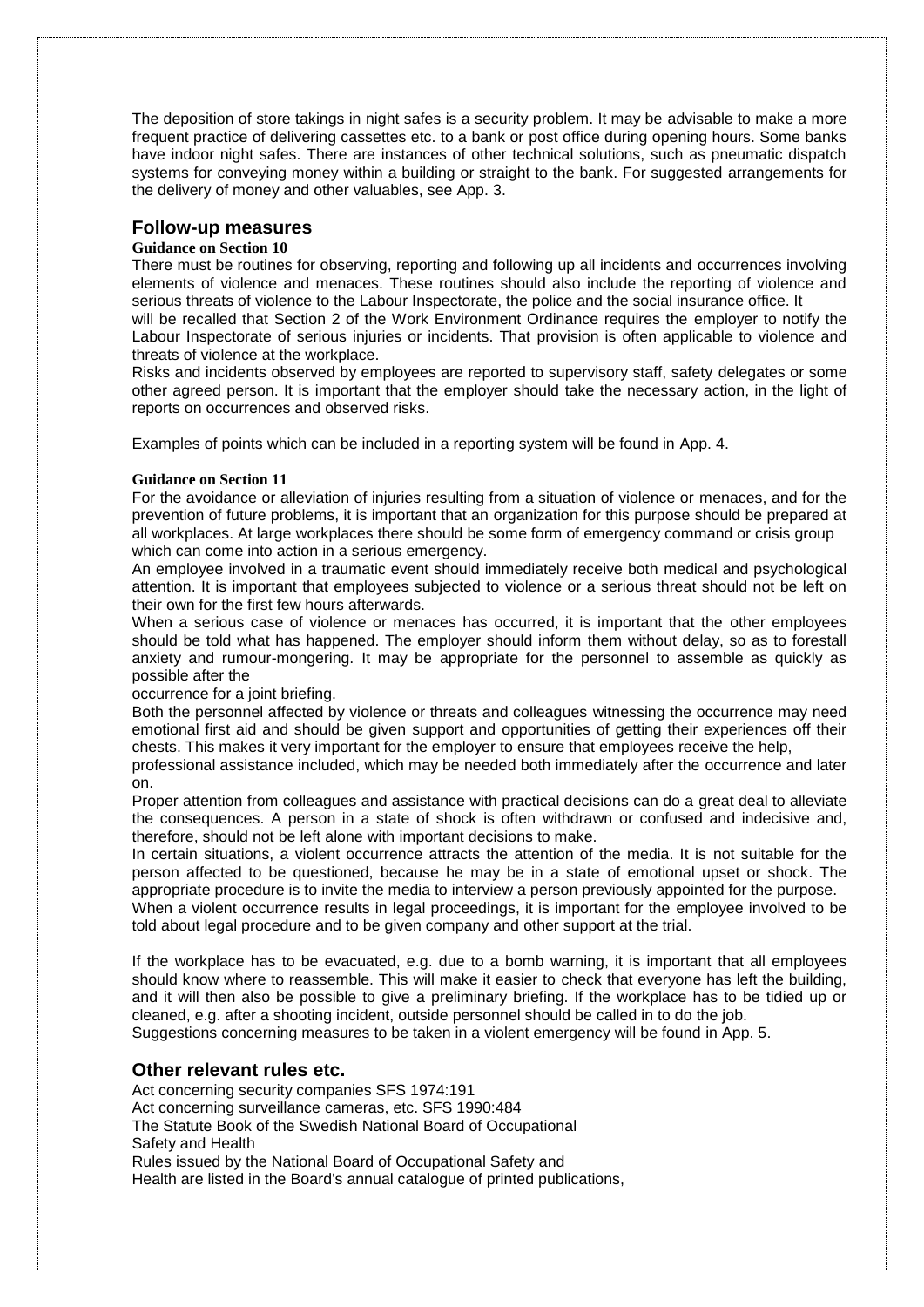The deposition of store takings in night safes is a security problem. It may be advisable to make a more frequent practice of delivering cassettes etc. to a bank or post office during opening hours. Some banks have indoor night safes. There are instances of other technical solutions, such as pneumatic dispatch systems for conveying money within a building or straight to the bank. For suggested arrangements for the delivery of money and other valuables, see App. 3.

## Follow-up measures

#### Guidance on Section 10

There must be routines for observing, reporting and following up all incidents and occurrences involving elements of violence and menaces. These routines should also include the reporting of violence and serious threats of violence to the Labour Inspectorate, the police and the social insurance office. It will be recalled that Section 2 of the Work Environment Ordinance requires the employer to notify the Labour Inspectorate of serious injuries or incidents. That provision is often applicable to violence and threats of violence at the workplace.

Risks and incidents observed by employees are reported to supervisory staff, safety delegates or some other agreed person. It is important that the employer should take the necessary action, in the light of reports on occurrences and observed risks.

Examples of points which can be included in a reporting system will be found in App. 4.

#### Guidance on Section 11

For the avoidance or alleviation of injuries resulting from a situation of violence or menaces, and for the prevention of future problems, it is important that an organization for this purpose should be prepared at all workplaces. At large workplaces there should be some form of emergency command or crisis group which can come into action in a serious emergency.

An employee involved in a traumatic event should immediately receive both medical and psychological attention. It is important that employees subjected to violence or a serious threat should not be left on their own for the first few hours afterwards.

When a serious case of violence or menaces has occurred, it is important that the other employees should be told what has happened. The employer should inform them without delay, so as to forestall anxiety and rumour-mongering. It may be appropriate for the personnel to assemble as quickly as possible after the occurrence for a joint briefing.

Both the personnel affected by violence or threats and colleagues witnessing the occurrence may need emotional first aid and should be given support and opportunities of getting their experiences off their chests. This makes it very important for the employer to ensure that employees receive the help, professional assistance included, which may be needed both immediately after the occurrence and later on.

Proper attention from colleagues and assistance with practical decisions can do a great deal to alleviate the consequences. A person in a state of shock is often withdrawn or confused and indecisive and, therefore, should not be left alone with important decisions to make.

In certain situations, a violent occurrence attracts the attention of the media. It is not suitable for the person affected to be questioned, because he may be in a state of emotional upset or shock. The appropriate procedure is to invite the media to interview a person previously appointed for the purpose.

When a violent occurrence results in legal proceedings, it is important for the employee involved to be told about legal procedure and to be given company and other support at the trial.

If the workplace has to be evacuated, e.g. due to a bomb warning, it is important that all employees should know where to reassemble. This will make it easier to check that everyone has left the building, and it will then also be possible to give a preliminary briefing. If the workplace has to be tidied up or cleaned, e.g. after a shooting incident, outside personnel should be called in to do the job.

Suggestions concerning measures to be taken in a violent emergency will be found in App. 5.

## Other relevant rules etc.

Act concerning security companies SFS 1974:191
Act concerning surveillance cameras, etc. SFS 1990:484
The Statute Book of the Swedish National Board of Occupational Safety and Health
Rules issued by the National Board of Occupational Safety and Health are listed in the Board's annual catalogue of printed publications,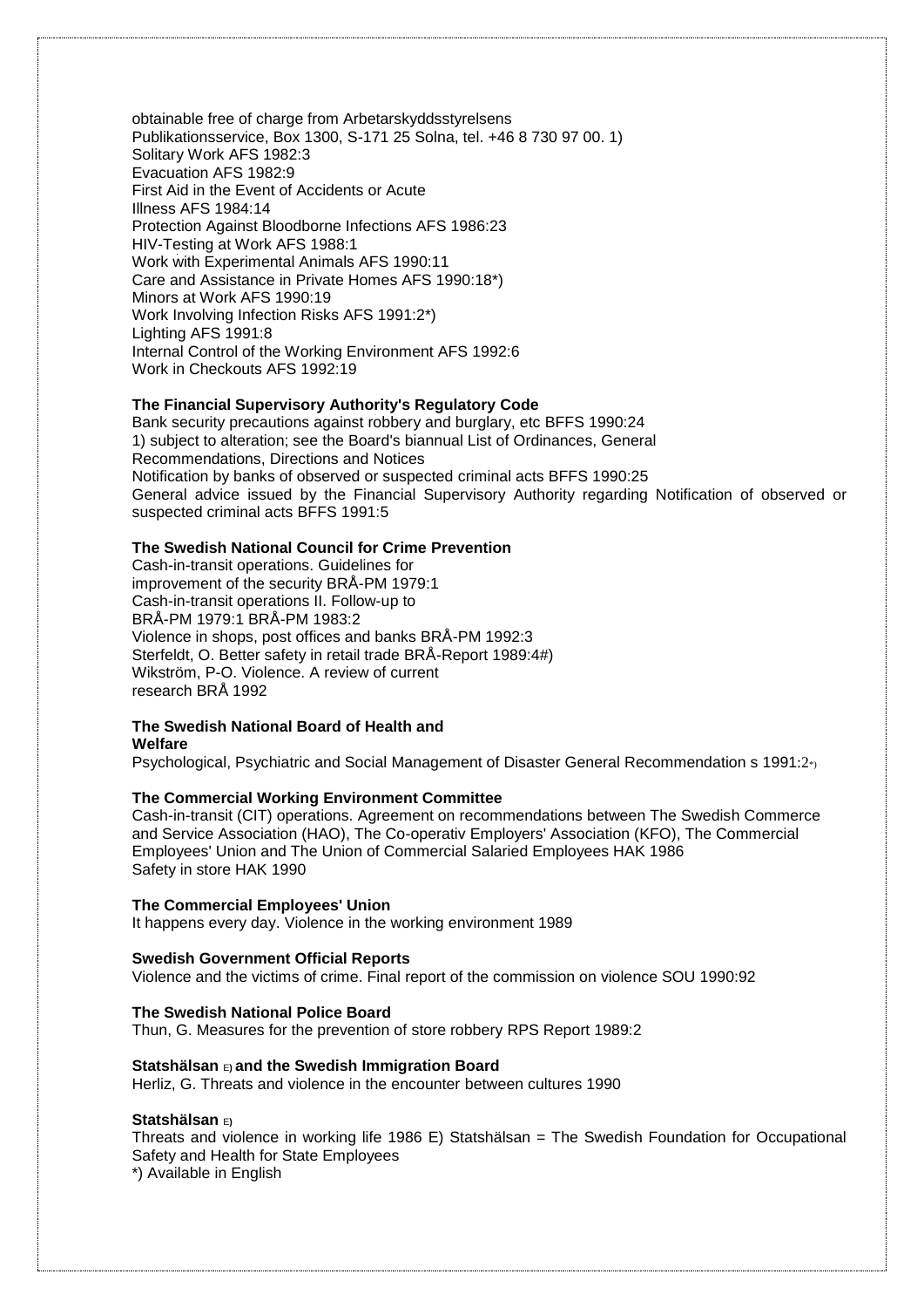obtainable free of charge from Arbetarskyddsstyrelsens Publikationsservice, Box 1300, S-171 25 Solna, tel. +46 8 730 97 00. 1)

Solitary Work AFS 1982:3

Evacuation AFS 1982:9

First Aid in the Event of Accidents or Acute Illness AFS 1984:14

Protection Against Bloodborne Infections AFS 1986:23

HIV-Testing at Work AFS 1988:1

Work with Experimental Animals AFS 1990:11

Care and Assistance in Private Homes AFS 1990:18*)

Minors at Work AFS 1990:19

Work Involving Infection Risks AFS 1991:2*)

Lighting AFS 1991:8

Internal Control of the Working Environment AFS 1992:6

Work in Checkouts AFS 1992:19

**The Financial Supervisory Authority's Regulatory Code**

Bank security precautions against robbery and burglary, etc BFFS 1990:24

1) subject to alteration; see the Board's biannual List of Ordinances, General Recommendations, Directions and Notices

Notification by banks of observed or suspected criminal acts BFFS 1990:25

General advice issued by the Financial Supervisory Authority regarding Notification of observed or suspected criminal acts BFFS 1991:5

**The Swedish National Council for Crime Prevention**

Cash-in-transit operations. Guidelines for improvement of the security BRÅ-PM 1979:1

Cash-in-transit operations II. Follow-up to BRÅ-PM 1979:1 BRÅ-PM 1983:2

Violence in shops, post offices and banks BRÅ-PM 1992:3

Sterfeldt, O. Better safety in retail trade BRÅ-Report 1989:4#)

Wikström, P-O. Violence. A review of current research BRÅ 1992

**The Swedish National Board of Health and Welfare**

Psychological, Psychiatric and Social Management of Disaster General Recommendation s 1991:2*)

**The Commercial Working Environment Committee**

Cash-in-transit (CIT) operations. Agreement on recommendations between The Swedish Commerce and Service Association (HAO), The Co-operativ Employers' Association (KFO), The Commercial Employees' Union and The Union of Commercial Salaried Employees HAK 1986

Safety in store HAK 1990

**The Commercial Employees' Union**

It happens every day. Violence in the working environment 1989

**Swedish Government Official Reports**

Violence and the victims of crime. Final report of the commission on violence SOU 1990:92

**The Swedish National Police Board**

Thun, G. Measures for the prevention of store robbery RPS Report 1989:2

**Statshälsan E) and the Swedish Immigration Board**

Herliz, G. Threats and violence in the encounter between cultures 1990

**Statshälsan E)**

Threats and violence in working life 1986 E) Statshälsan = The Swedish Foundation for Occupational Safety and Health for State Employees

*) Available in English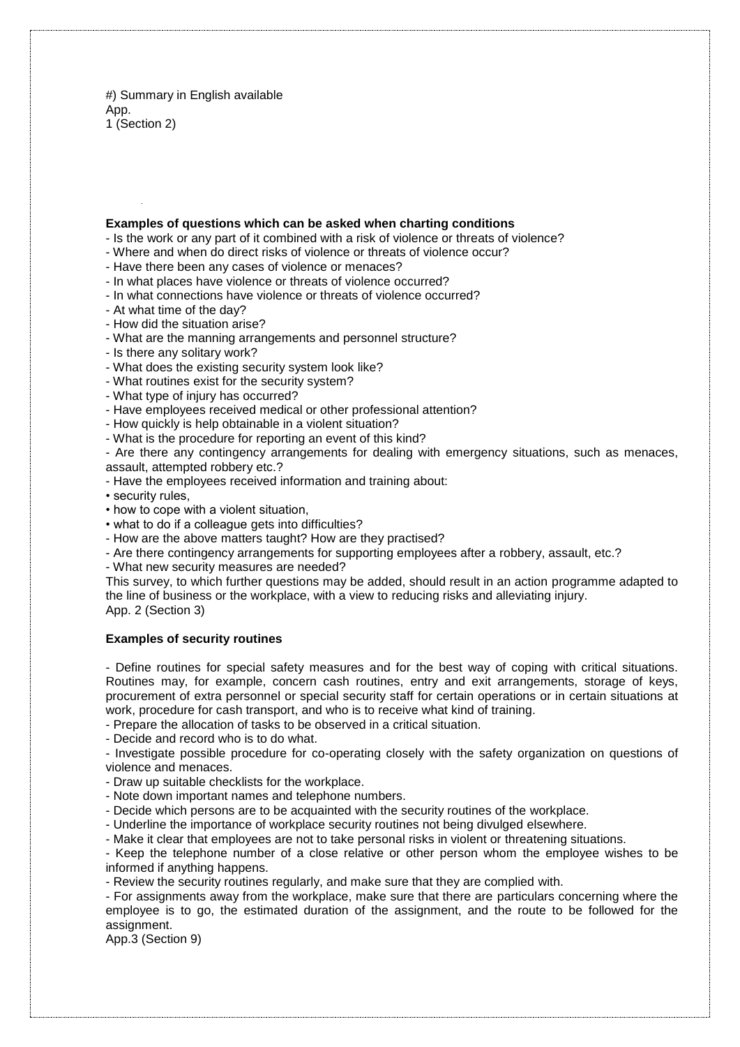#) Summary in English available
App.
1 (Section 2)

**Examples of questions which can be asked when charting conditions**

- Is the work or any part of it combined with a risk of violence or threats of violence?
- Where and when do direct risks of violence or threats of violence occur?
- Have there been any cases of violence or menaces?
- In what places have violence or threats of violence occurred?
- In what connections have violence or threats of violence occurred?
- At what time of the day?
- How did the situation arise?
- What are the manning arrangements and personnel structure?
- Is there any solitary work?
- What does the existing security system look like?
- What routines exist for the security system?
- What type of injury has occurred?
- Have employees received medical or other professional attention?
- How quickly is help obtainable in a violent situation?
- What is the procedure for reporting an event of this kind?
- Are there any contingency arrangements for dealing with emergency situations, such as menaces, assault, attempted robbery etc.?
- Have the employees received information and training about:
  • security rules,
  • how to cope with a violent situation,
  • what to do if a colleague gets into difficulties?
- How are the above matters taught? How are they practised?
- Are there contingency arrangements for supporting employees after a robbery, assault, etc.?
- What new security measures are needed?

This survey, to which further questions may be added, should result in an action programme adapted to the line of business or the workplace, with a view to reducing risks and alleviating injury.
App. 2 (Section 3)

**Examples of security routines**

- Define routines for special safety measures and for the best way of coping with critical situations. Routines may, for example, concern cash routines, entry and exit arrangements, storage of keys, procurement of extra personnel or special security staff for certain operations or in certain situations at work, procedure for cash transport, and who is to receive what kind of training.
- Prepare the allocation of tasks to be observed in a critical situation.
- Decide and record who is to do what.
- Investigate possible procedure for co-operating closely with the safety organization on questions of violence and menaces.
- Draw up suitable checklists for the workplace.
- Note down important names and telephone numbers.
- Decide which persons are to be acquainted with the security routines of the workplace.
- Underline the importance of workplace security routines not being divulged elsewhere.
- Make it clear that employees are not to take personal risks in violent or threatening situations.
- Keep the telephone number of a close relative or other person whom the employee wishes to be informed if anything happens.
- Review the security routines regularly, and make sure that they are complied with.
- For assignments away from the workplace, make sure that there are particulars concerning where the employee is to go, the estimated duration of the assignment, and the route to be followed for the assignment.

App.3 (Section 9)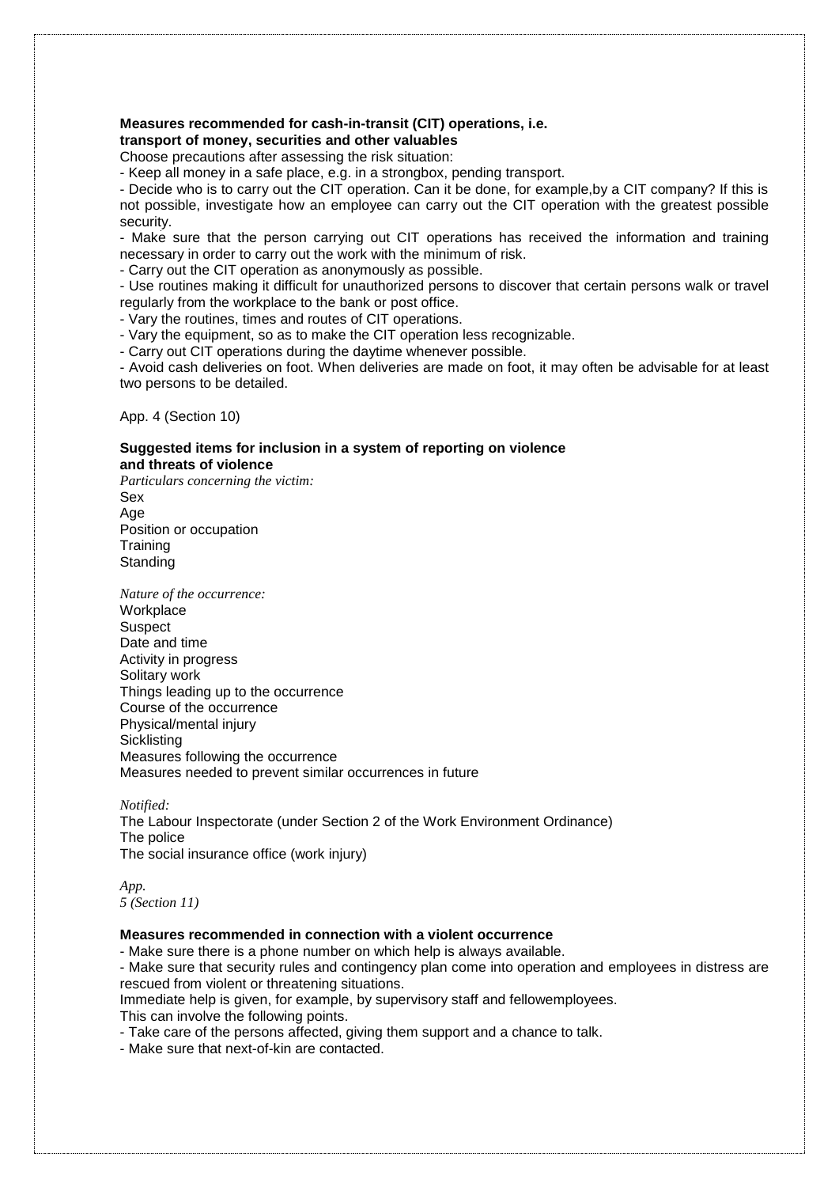**Measures recommended for cash-in-transit (CIT) operations, i.e. transport of money, securities and other valuables**

Choose precautions after assessing the risk situation:

- Keep all money in a safe place, e.g. in a strongbox, pending transport.
- Decide who is to carry out the CIT operation. Can it be done, for example,by a CIT company? If this is not possible, investigate how an employee can carry out the CIT operation with the greatest possible security.
- Make sure that the person carrying out CIT operations has received the information and training necessary in order to carry out the work with the minimum of risk.
- Carry out the CIT operation as anonymously as possible.
- Use routines making it difficult for unauthorized persons to discover that certain persons walk or travel regularly from the workplace to the bank or post office.
- Vary the routines, times and routes of CIT operations.
- Vary the equipment, so as to make the CIT operation less recognizable.
- Carry out CIT operations during the daytime whenever possible.
- Avoid cash deliveries on foot. When deliveries are made on foot, it may often be advisable for at least two persons to be detailed.

App. 4 (Section 10)

**Suggested items for inclusion in a system of reporting on violence and threats of violence**

*Particulars concerning the victim:*

Sex
Age
Position or occupation
Training
Standing

*Nature of the occurrence:*

Workplace
Suspect
Date and time
Activity in progress
Solitary work
Things leading up to the occurrence
Course of the occurrence
Physical/mental injury
Sicklisting
Measures following the occurrence
Measures needed to prevent similar occurrences in future

*Notified:*

The Labour Inspectorate (under Section 2 of the Work Environment Ordinance)
The police
The social insurance office (work injury)

*App. 5 (Section 11)*

**Measures recommended in connection with a violent occurrence**

- Make sure there is a phone number on which help is always available.
- Make sure that security rules and contingency plan come into operation and employees in distress are rescued from violent or threatening situations.

Immediate help is given, for example, by supervisory staff and fellowemployees.
This can involve the following points.

- Take care of the persons affected, giving them support and a chance to talk.
- Make sure that next-of-kin are contacted.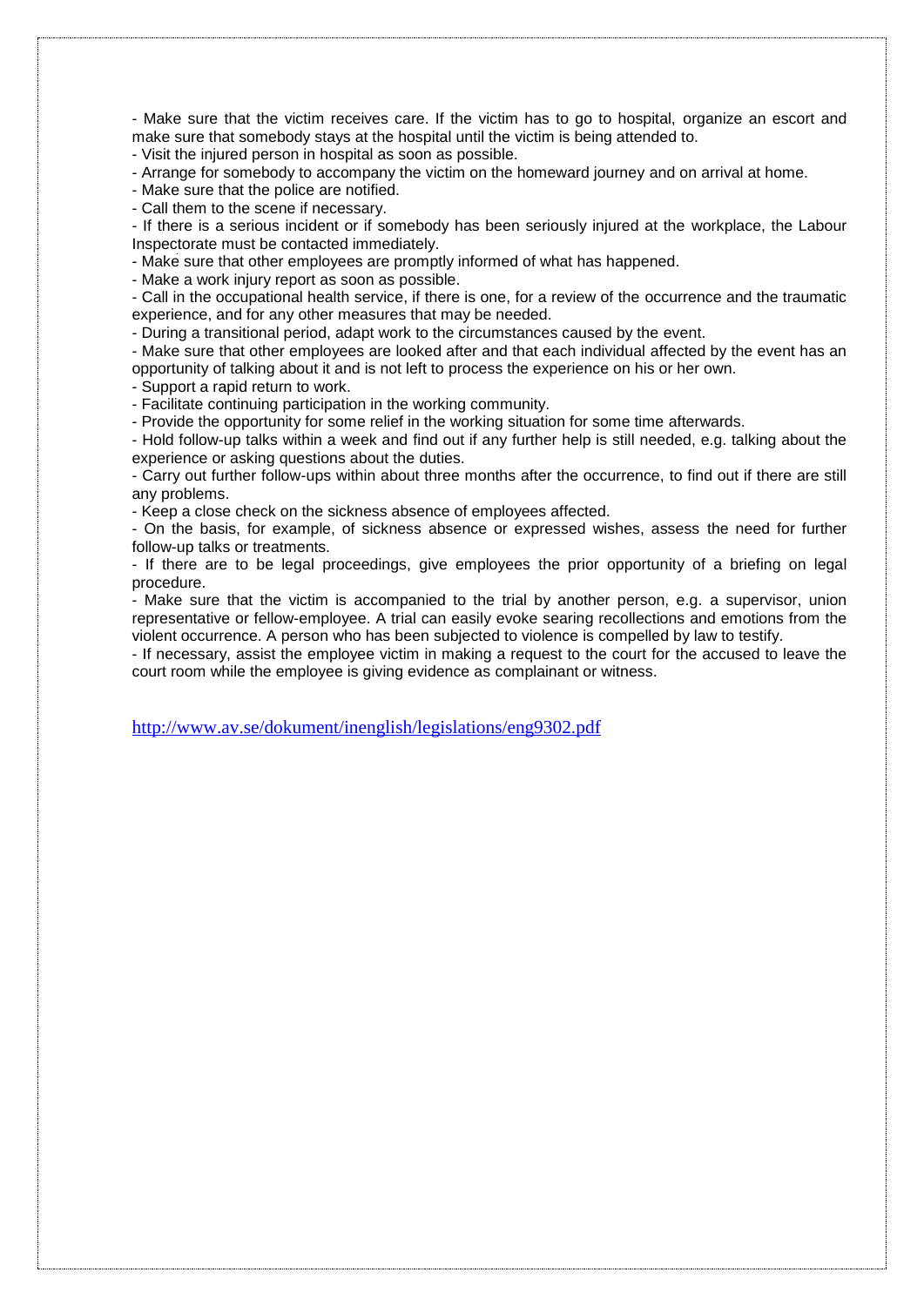- Make sure that the victim receives care. If the victim has to go to hospital, organize an escort and make sure that somebody stays at the hospital until the victim is being attended to.
- Visit the injured person in hospital as soon as possible.
- Arrange for somebody to accompany the victim on the homeward journey and on arrival at home.
- Make sure that the police are notified.
- Call them to the scene if necessary.
- If there is a serious incident or if somebody has been seriously injured at the workplace, the Labour Inspectorate must be contacted immediately.
- Make sure that other employees are promptly informed of what has happened.
- Make a work injury report as soon as possible.
- Call in the occupational health service, if there is one, for a review of the occurrence and the traumatic experience, and for any other measures that may be needed.
- During a transitional period, adapt work to the circumstances caused by the event.
- Make sure that other employees are looked after and that each individual affected by the event has an opportunity of talking about it and is not left to process the experience on his or her own.
- Support a rapid return to work.
- Facilitate continuing participation in the working community.
- Provide the opportunity for some relief in the working situation for some time afterwards.
- Hold follow-up talks within a week and find out if any further help is still needed, e.g. talking about the experience or asking questions about the duties.
- Carry out further follow-ups within about three months after the occurrence, to find out if there are still any problems.
- Keep a close check on the sickness absence of employees affected.
- On the basis, for example, of sickness absence or expressed wishes, assess the need for further follow-up talks or treatments.
- If there are to be legal proceedings, give employees the prior opportunity of a briefing on legal procedure.
- Make sure that the victim is accompanied to the trial by another person, e.g. a supervisor, union representative or fellow-employee. A trial can easily evoke searing recollections and emotions from the violent occurrence. A person who has been subjected to violence is compelled by law to testify.
- If necessary, assist the employee victim in making a request to the court for the accused to leave the court room while the employee is giving evidence as complainant or witness.

http://www.av.se/dokument/inenglish/legislations/eng9302.pdf